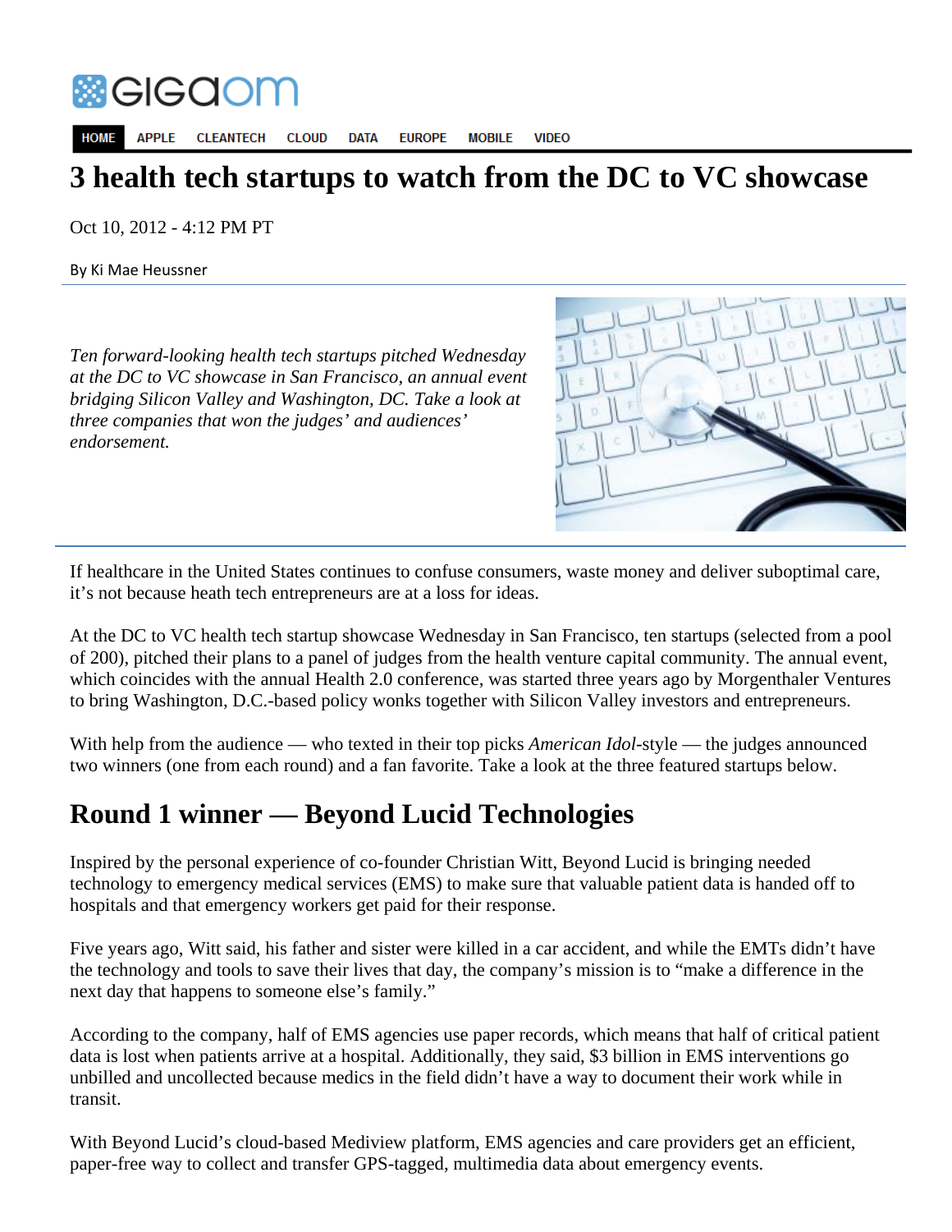GIGAOM

HOME APPLE CLEANTECH CLOUD DATA EUROPE MOBILE VIDEO

# 3 health tech startups to watch from the DC to VC showcase

Oct 10, 2012 - 4:12 PM PT

By Ki Mae Heussner

*Ten forward-looking health tech startups pitched Wednesday at the DC to VC showcase in San Francisco, an annual event bridging Silicon Valley and Washington, DC. Take a look at three companies that won the judges' and audiences' endorsement.*

If healthcare in the United States continues to confuse consumers, waste money and deliver suboptimal care, it's not because heath tech entrepreneurs are at a loss for ideas.

At the DC to VC health tech startup showcase Wednesday in San Francisco, ten startups (selected from a pool of 200), pitched their plans to a panel of judges from the health venture capital community. The annual event, which coincides with the annual Health 2.0 conference, was started three years ago by Morgenthaler Ventures to bring Washington, D.C.-based policy wonks together with Silicon Valley investors and entrepreneurs.

With help from the audience — who texted in their top picks *American Idol*-style — the judges announced two winners (one from each round) and a fan favorite. Take a look at the three featured startups below.

## Round 1 winner — Beyond Lucid Technologies

Inspired by the personal experience of co-founder Christian Witt, Beyond Lucid is bringing needed technology to emergency medical services (EMS) to make sure that valuable patient data is handed off to hospitals and that emergency workers get paid for their response.

Five years ago, Witt said, his father and sister were killed in a car accident, and while the EMTs didn't have the technology and tools to save their lives that day, the company's mission is to "make a difference in the next day that happens to someone else's family."

According to the company, half of EMS agencies use paper records, which means that half of critical patient data is lost when patients arrive at a hospital. Additionally, they said, $3 billion in EMS interventions go unbilled and uncollected because medics in the field didn't have a way to document their work while in transit.

With Beyond Lucid's cloud-based Mediview platform, EMS agencies and care providers get an efficient, paper-free way to collect and transfer GPS-tagged, multimedia data about emergency events.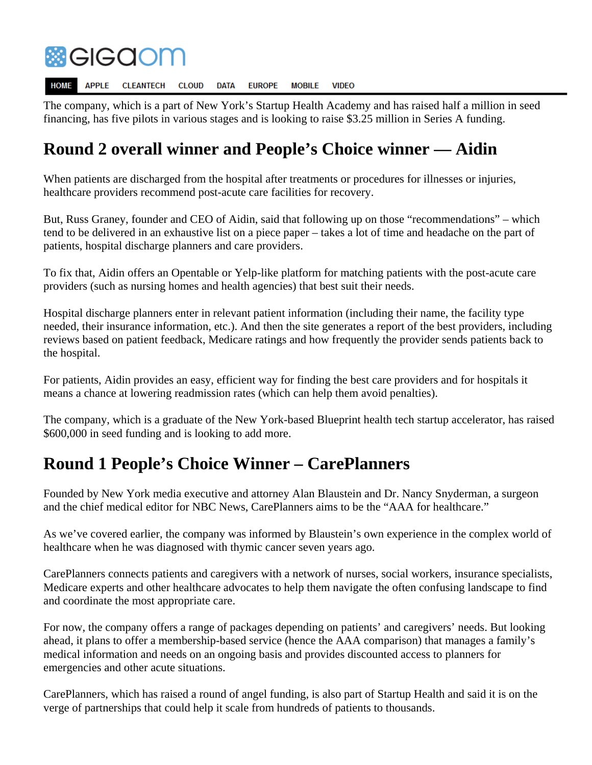The company, which is a part of New York's Startup Health Academy and has raised half a million in seed financing, has five pilots in various stages and is looking to raise $3.25 million in Series A funding.

## Round 2 overall winner and People's Choice winner — Aidin

When patients are discharged from the hospital after treatments or procedures for illnesses or injuries, healthcare providers recommend post-acute care facilities for recovery.

But, Russ Graney, founder and CEO of Aidin, said that following up on those "recommendations" – which tend to be delivered in an exhaustive list on a piece paper – takes a lot of time and headache on the part of patients, hospital discharge planners and care providers.

To fix that, Aidin offers an Opentable or Yelp-like platform for matching patients with the post-acute care providers (such as nursing homes and health agencies) that best suit their needs.

Hospital discharge planners enter in relevant patient information (including their name, the facility type needed, their insurance information, etc.). And then the site generates a report of the best providers, including reviews based on patient feedback, Medicare ratings and how frequently the provider sends patients back to the hospital.

For patients, Aidin provides an easy, efficient way for finding the best care providers and for hospitals it means a chance at lowering readmission rates (which can help them avoid penalties).

The company, which is a graduate of the New York-based Blueprint health tech startup accelerator, has raised $600,000 in seed funding and is looking to add more.

## Round 1 People's Choice Winner – CarePlanners

Founded by New York media executive and attorney Alan Blaustein and Dr. Nancy Snyderman, a surgeon and the chief medical editor for NBC News, CarePlanners aims to be the "AAA for healthcare."

As we've covered earlier, the company was informed by Blaustein's own experience in the complex world of healthcare when he was diagnosed with thymic cancer seven years ago.

CarePlanners connects patients and caregivers with a network of nurses, social workers, insurance specialists, Medicare experts and other healthcare advocates to help them navigate the often confusing landscape to find and coordinate the most appropriate care.

For now, the company offers a range of packages depending on patients' and caregivers' needs. But looking ahead, it plans to offer a membership-based service (hence the AAA comparison) that manages a family's medical information and needs on an ongoing basis and provides discounted access to planners for emergencies and other acute situations.

CarePlanners, which has raised a round of angel funding, is also part of Startup Health and said it is on the verge of partnerships that could help it scale from hundreds of patients to thousands.